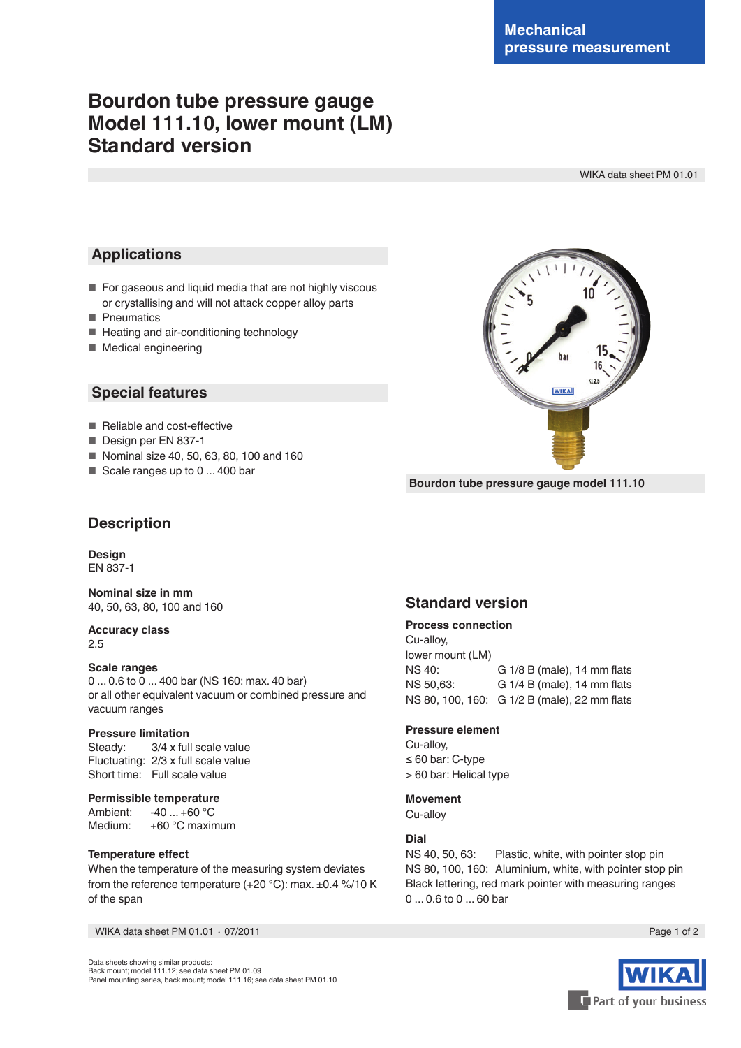Mechanical pressure measurement

# Bourdon tube pressure gauge Model 111.10, lower mount (LM) Standard version

WIKA data sheet PM 01.01

## Applications

- For gaseous and liquid media that are not highly viscous or crystallising and will not attack copper alloy parts
- Pneumatics
- Heating and air-conditioning technology
- Medical engineering

## Special features

- Reliable and cost-effective
- Design per EN 837-1
- Nominal size 40, 50, 63, 80, 100 and 160
- Scale ranges up to 0 ... 400 bar

Bourdon tube pressure gauge model 111.10

## Description

**Design**
EN 837-1

**Nominal size in mm**
40, 50, 63, 80, 100 and 160

**Accuracy class**
2.5

**Scale ranges**
0 ... 0.6 to 0 ... 400 bar (NS 160: max. 40 bar)
or all other equivalent vacuum or combined pressure and vacuum ranges

**Pressure limitation**
Steady: 3/4 x full scale value
Fluctuating: 2/3 x full scale value
Short time: Full scale value

**Permissible temperature**
Ambient: -40 ... +60 °C
Medium: +60 °C maximum

**Temperature effect**
When the temperature of the measuring system deviates from the reference temperature (+20 °C): max. ±0.4 %/10 K of the span

## Standard version

**Process connection**
Cu-alloy,
lower mount (LM)
NS 40: G 1/8 B (male), 14 mm flats
NS 50,63: G 1/4 B (male), 14 mm flats
NS 80, 100, 160: G 1/2 B (male), 22 mm flats

**Pressure element**
Cu-alloy,
≤ 60 bar: C-type
\> 60 bar: Helical type

**Movement**
Cu-alloy

**Dial**
NS 40, 50, 63: Plastic, white, with pointer stop pin
NS 80, 100, 160: Aluminium, white, with pointer stop pin
Black lettering, red mark pointer with measuring ranges 0 ... 0.6 to 0 ... 60 bar

Data sheets showing similar products:
Back mount; model 111.12; see data sheet PM 01.09
Panel mounting series, back mount; model 111.16; see data sheet PM 01.10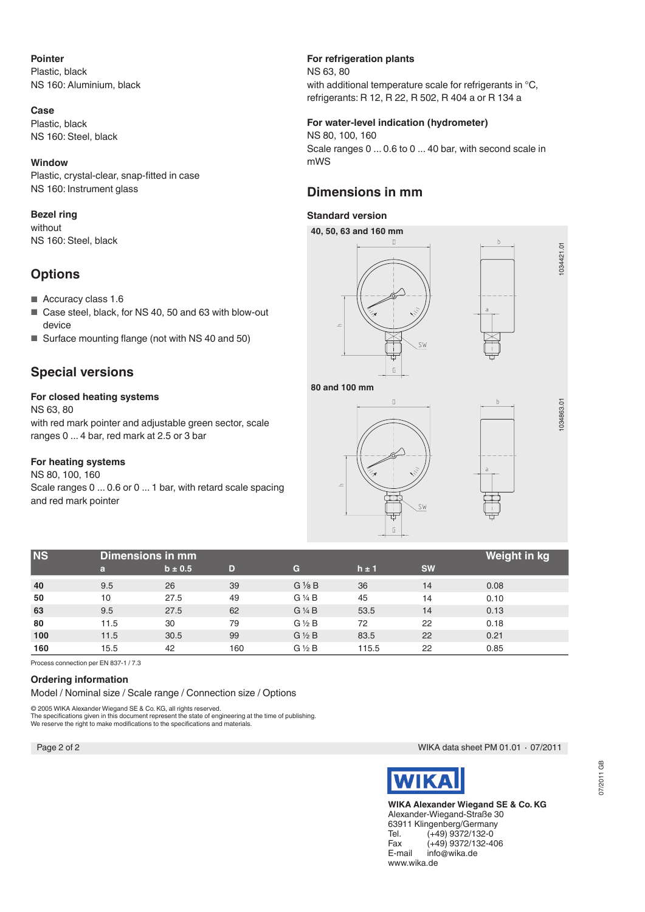**Pointer**
Plastic, black
NS 160: Aluminium, black

**Case**
Plastic, black
NS 160: Steel, black

**Window**
Plastic, crystal-clear, snap-fitted in case
NS 160: Instrument glass

**Bezel ring**
without
NS 160: Steel, black

## Options

- Accuracy class 1.6
- Case steel, black, for NS 40, 50 and 63 with blow-out device
- Surface mounting flange (not with NS 40 and 50)

## Special versions

### For closed heating systems

NS 63, 80
with red mark pointer and adjustable green sector, scale ranges 0 ... 4 bar, red mark at 2.5 or 3 bar

### For heating systems

NS 80, 100, 160
Scale ranges 0 ... 0.6 or 0 ... 1 bar, with retard scale spacing and red mark pointer

### For refrigeration plants

NS 63, 80
with additional temperature scale for refrigerants in °C, refrigerants: R 12, R 22, R 502, R 404 a or R 134 a

### For water-level indication (hydrometer)

NS 80, 100, 160
Scale ranges 0 ... 0.6 to 0 ... 40 bar, with second scale in mWS

## Dimensions in mm

### Standard version

**40, 50, 63 and 160 mm**

D
b
h
a
SW
G
1034421.01

**80 and 100 mm**

D
b
h
a
SW
G
1034863.01

| NS | Dimensions in mm | | | | | | Weight in kg |
|---|---|---|---|---|---|---|---|
| | a | b ± 0.5 | D | G | h ± 1 | SW | |
| **40** | 9.5 | 26 | 39 | G ⅛ B | 36 | 14 | 0.08 |
| **50** | 10 | 27.5 | 49 | G ¼ B | 45 | 14 | 0.10 |
| **63** | 9.5 | 27.5 | 62 | G ¼ B | 53.5 | 14 | 0.13 |
| **80** | 11.5 | 30 | 79 | G ½ B | 72 | 22 | 0.18 |
| **100** | 11.5 | 30.5 | 99 | G ½ B | 83.5 | 22 | 0.21 |
| **160** | 15.5 | 42 | 160 | G ½ B | 115.5 | 22 | 0.85 |

Process connection per EN 837-1 / 7.3

### Ordering information

Model / Nominal size / Scale range / Connection size / Options

© 2005 WIKA Alexander Wiegand SE & Co. KG, all rights reserved.
The specifications given in this document represent the state of engineering at the time of publishing.
We reserve the right to make modifications to the specifications and materials.

WIKA data sheet PM 01.01 · 07/2011

**WIKA Alexander Wiegand SE & Co. KG**
Alexander-Wiegand-Straße 30
63911 Klingenberg/Germany
Tel. (+49) 9372/132-0
Fax (+49) 9372/132-406
E-mail info@wika.de
www.wika.de

07/2011 GB